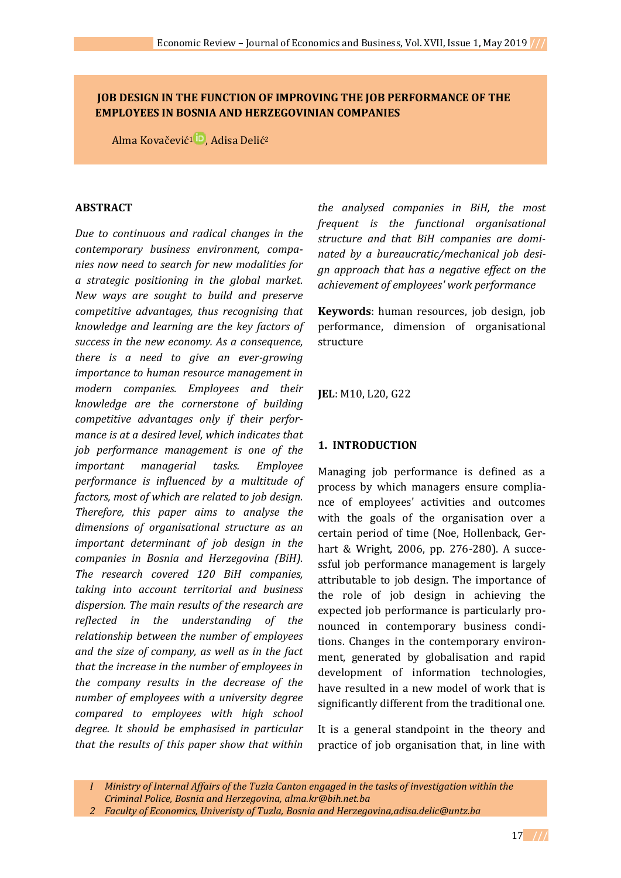# JOB DESIGN IN THE FUNCTION OF IMPROVING THE JOB PERFORMANCE OF THE EMPLOYEES IN BOSNIA AND HERZEGOVINIAN COMPANIES

Alma Kovačević[1], Adisa Delić[2]

## ABSTRACT

*Due to continuous and radical changes in the contemporary business environment, companies now need to search for new modalities for a strategic positioning in the global market. New ways are sought to build and preserve competitive advantages, thus recognising that knowledge and learning are the key factors of success in the new economy. As a consequence, there is a need to give an ever-growing importance to human resource management in modern companies. Employees and their knowledge are the cornerstone of building competitive advantages only if their performance is at a desired level, which indicates that job performance management is one of the important managerial tasks. Employee performance is influenced by a multitude of factors, most of which are related to job design. Therefore, this paper aims to analyse the dimensions of organisational structure as an important determinant of job design in the companies in Bosnia and Herzegovina (BiH). The research covered 120 BiH companies, taking into account territorial and business dispersion. The main results of the research are reflected in the understanding of the relationship between the number of employees and the size of company, as well as in the fact that the increase in the number of employees in the company results in the decrease of the number of employees with a university degree compared to employees with high school degree. It should be emphasised in particular that the results of this paper show that within the analysed companies in BiH, the most frequent is the functional organisational structure and that BiH companies are dominated by a bureaucratic/mechanical job design approach that has a negative effect on the achievement of employees' work performance*

**Keywords**: human resources, job design, job performance, dimension of organisational structure

**JEL**: M10, L20, G22

## 1. INTRODUCTION

Managing job performance is defined as a process by which managers ensure compliance of employees' activities and outcomes with the goals of the organisation over a certain period of time (Noe, Hollenbeck, Gerhart & Wright, 2006, pp. 276-280). A successful job performance management is largely attributable to job design. The importance of the role of job design in achieving the expected job performance is particularly pronounced in contemporary business conditions. Changes in the contemporary environment, generated by globalisation and rapid development of information technologies, have resulted in a new model of work that is significantly different from the traditional one.

It is a general standpoint in the theory and practice of job organisation that, in line with

---

1 Ministry of Internal Affairs of the Tuzla Canton engaged in the tasks of investigation within the Criminal Police, Bosnia and Herzegovina, alma.kr@bih.net.ba

2 Faculty of Economics, Univeristy of Tuzla, Bosnia and Herzegovina,adisa.delic@untz.ba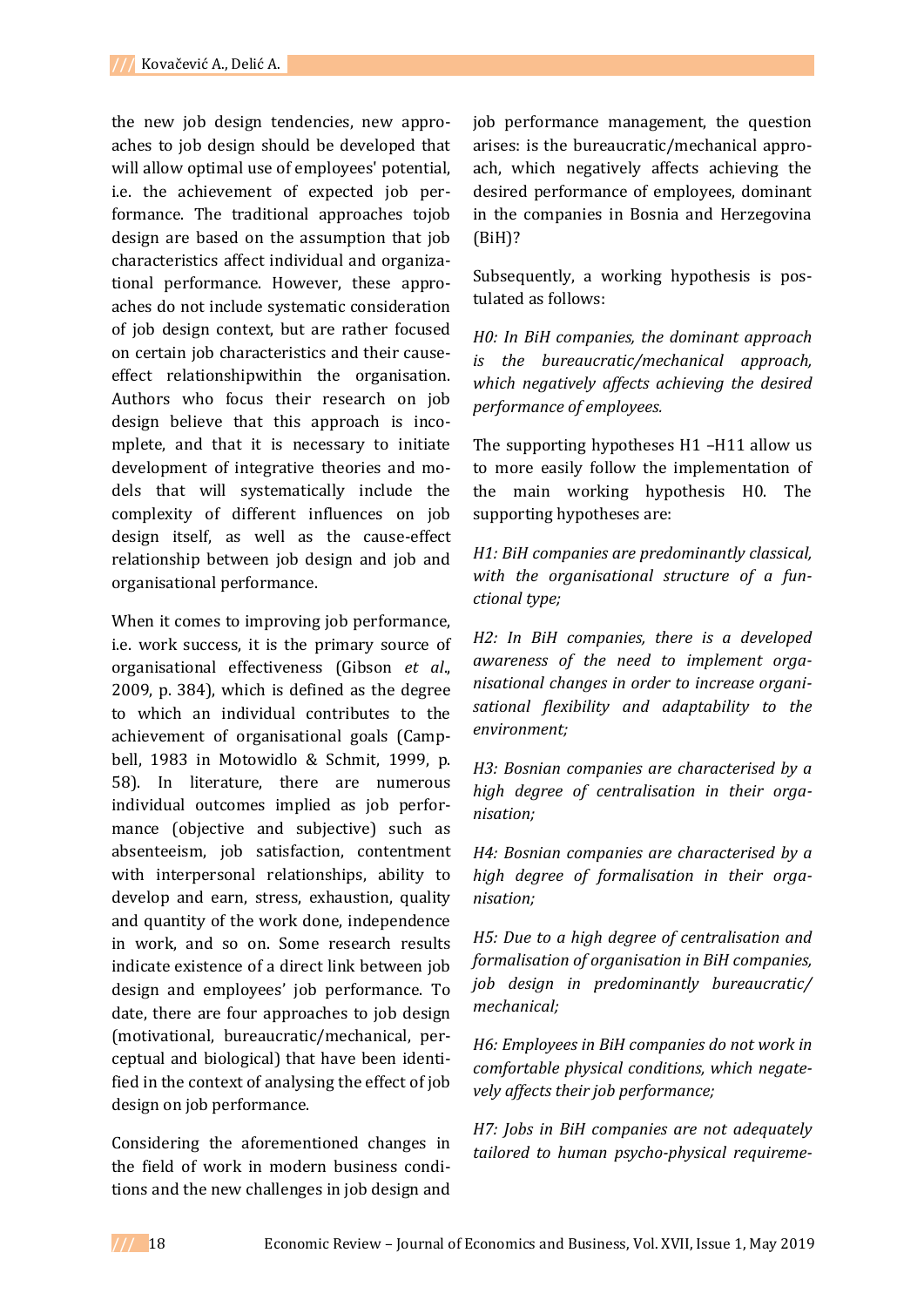the new job design tendencies, new approaches to job design should be developed that will allow optimal use of employees' potential, i.e. the achievement of expected job performance. The traditional approaches tojob design are based on the assumption that job characteristics affect individual and organizational performance. However, these approaches do not include systematic consideration of job design context, but are rather focused on certain job characteristics and their cause-effect relationshipwithin the organisation. Authors who focus their research on job design believe that this approach is incomplete, and that it is necessary to initiate development of integrative theories and models that will systematically include the complexity of different influences on job design itself, as well as the cause-effect relationship between job design and job and organisational performance.

When it comes to improving job performance, i.e. work success, it is the primary source of organisational effectiveness (Gibson *et al*., 2009, p. 384), which is defined as the degree to which an individual contributes to the achievement of organisational goals (Campbell, 1983 in Motowidlo & Schmit, 1999, p. 58). In literature, there are numerous individual outcomes implied as job performance (objective and subjective) such as absenteeism, job satisfaction, contentment with interpersonal relationships, ability to develop and earn, stress, exhaustion, quality and quantity of the work done, independence in work, and so on. Some research results indicate existence of a direct link between job design and employees' job performance. To date, there are four approaches to job design (motivational, bureaucratic/mechanical, perceptual and biological) that have been identified in the context of analysing the effect of job design on job performance.

Considering the aforementioned changes in the field of work in modern business conditions and the new challenges in job design and job performance management, the question arises: is the bureaucratic/mechanical approach, which negatively affects achieving the desired performance of employees, dominant in the companies in Bosnia and Herzegovina (BiH)?

Subsequently, a working hypothesis is postulated as follows:

*H0: In BiH companies, the dominant approach is the bureaucratic/mechanical approach, which negatively affects achieving the desired performance of employees.*

The supporting hypotheses H1 –H11 allow us to more easily follow the implementation of the main working hypothesis H0. The supporting hypotheses are:

*H1: BiH companies are predominantly classical, with the organisational structure of a functional type;*

*H2: In BiH companies, there is a developed awareness of the need to implement organisational changes in order to increase organisational flexibility and adaptability to the environment;*

*H3: Bosnian companies are characterised by a high degree of centralisation in their organisation;*

*H4: Bosnian companies are characterised by a high degree of formalisation in their organisation;*

*H5: Due to a high degree of centralisation and formalisation of organisation in BiH companies, job design in predominantly bureaucratic/ mechanical;*

*H6: Employees in BiH companies do not work in comfortable physical conditions, which negatively affects their job performance;*

*H7: Jobs in BiH companies are not adequately tailored to human psycho-physical requireme-*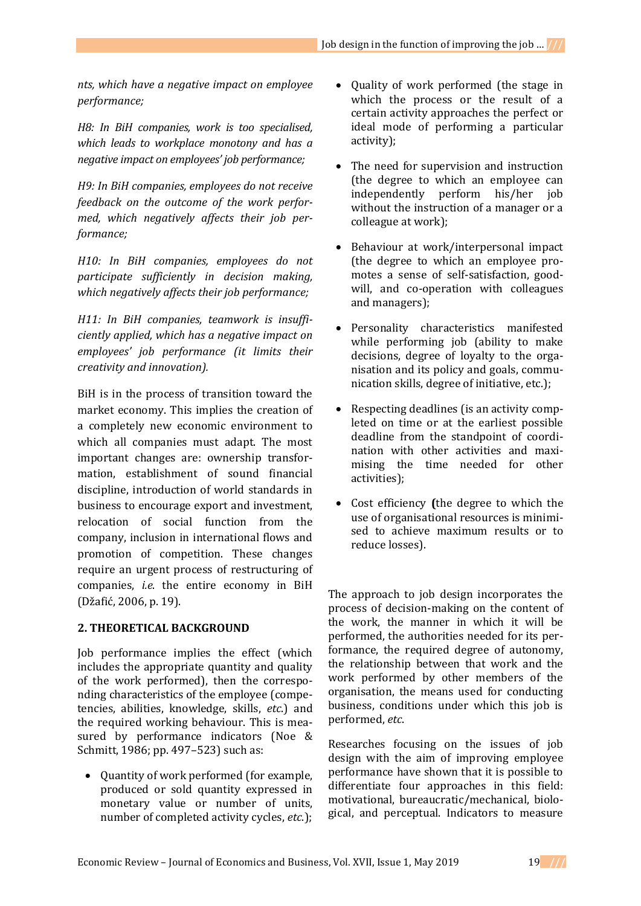*nts, which have a negative impact on employee performance;*

*H8: In BiH companies, work is too specialised, which leads to workplace monotony and has a negative impact on employees' job performance;*

*H9: In BiH companies, employees do not receive feedback on the outcome of the work performed, which negatively affects their job performance;*

*H10: In BiH companies, employees do not participate sufficiently in decision making, which negatively affects their job performance;*

*H11: In BiH companies, teamwork is insufficiently applied, which has a negative impact on employees' job performance (it limits their creativity and innovation).*

BiH is in the process of transition toward the market economy. This implies the creation of a completely new economic environment to which all companies must adapt. The most important changes are: ownership transformation, establishment of sound financial discipline, introduction of world standards in business to encourage export and investment, relocation of social function from the company, inclusion in international flows and promotion of competition. These changes require an urgent process of restructuring of companies, *i.e.* the entire economy in BiH (Džafić, 2006, p. 19).

## 2. THEORETICAL BACKGROUND

Job performance implies the effect (which includes the appropriate quantity and quality of the work performed), then the corresponding characteristics of the employee (competencies, abilities, knowledge, skills, *etc.*) and the required working behaviour. This is measured by performance indicators (Noe & Schmitt, 1986; pp. 497–523) such as:

- Quantity of work performed (for example, produced or sold quantity expressed in monetary value or number of units, number of completed activity cycles, *etc.*);
- Quality of work performed (the stage in which the process or the result of a certain activity approaches the perfect or ideal mode of performing a particular activity);
- The need for supervision and instruction (the degree to which an employee can independently perform his/her job without the instruction of a manager or a colleague at work);
- Behaviour at work/interpersonal impact (the degree to which an employee promotes a sense of self-satisfaction, goodwill, and co-operation with colleagues and managers);
- Personality characteristics manifested while performing job (ability to make decisions, degree of loyalty to the organisation and its policy and goals, communication skills, degree of initiative, etc.);
- Respecting deadlines (is an activity completed on time or at the earliest possible deadline from the standpoint of coordination with other activities and maximising the time needed for other activities);
- Cost efficiency **(**the degree to which the use of organisational resources is minimised to achieve maximum results or to reduce losses).

The approach to job design incorporates the process of decision-making on the content of the work, the manner in which it will be performed, the authorities needed for its performance, the required degree of autonomy, the relationship between that work and the work performed by other members of the organisation, the means used for conducting business, conditions under which this job is performed, *etc.*

Researches focusing on the issues of job design with the aim of improving employee performance have shown that it is possible to differentiate four approaches in this field: motivational, bureaucratic/mechanical, biological, and perceptual. Indicators to measure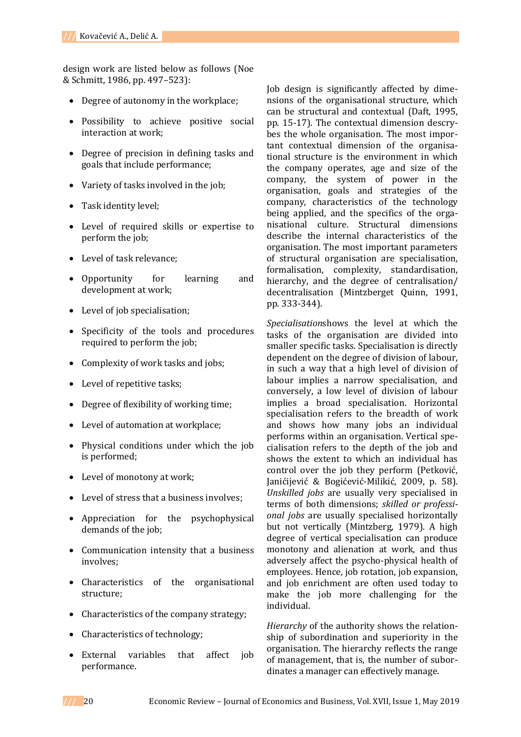design work are listed below as follows (Noe & Schmitt, 1986, pp. 497–523):

- Degree of autonomy in the workplace;
- Possibility to achieve positive social interaction at work;
- Degree of precision in defining tasks and goals that include performance;
- Variety of tasks involved in the job;
- Task identity level;
- Level of required skills or expertise to perform the job;
- Level of task relevance;
- Opportunity for learning and development at work;
- Level of job specialisation;
- Specificity of the tools and procedures required to perform the job;
- Complexity of work tasks and jobs;
- Level of repetitive tasks;
- Degree of flexibility of working time;
- Level of automation at workplace;
- Physical conditions under which the job is performed;
- Level of monotony at work;
- Level of stress that a business involves;
- Appreciation for the psychophysical demands of the job;
- Communication intensity that a business involves;
- Characteristics of the organisational structure;
- Characteristics of the company strategy;
- Characteristics of technology;
- External variables that affect job performance.

Job design is significantly affected by dimensions of the organisational structure, which can be structural and contextual (Daft, 1995, pp. 15-17). The contextual dimension descrybes the whole organisation. The most important contextual dimension of the organisational structure is the environment in which the company operates, age and size of the company, the system of power in the organisation, goals and strategies of the company, characteristics of the technology being applied, and the specifics of the organisational culture. Structural dimensions describe the internal characteristics of the organisation. The most important parameters of structural organisation are specialisation, formalisation, complexity, standardisation, hierarchy, and the degree of centralisation/decentralisation (Mintzberget Quinn, 1991, pp. 333-344).

*Specialisation*shows the level at which the tasks of the organisation are divided into smaller specific tasks. Specialisation is directly dependent on the degree of division of labour, in such a way that a high level of division of labour implies a narrow specialisation, and conversely, a low level of division of labour implies a broad specialisation. Horizontal specialisation refers to the breadth of work and shows how many jobs an individual performs within an organisation. Vertical specialisation refers to the depth of the job and shows the extent to which an individual has control over the job they perform (Petković, Janićijević & Bogićević-Milikić, 2009, p. 58). *Unskilled jobs* are usually very specialised in terms of both dimensions; *skilled or professional jobs* are usually specialised horizontally but not vertically (Mintzberg, 1979). A high degree of vertical specialisation can produce monotony and alienation at work, and thus adversely affect the psycho-physical health of employees. Hence, job rotation, job expansion, and job enrichment are often used today to make the job more challenging for the individual.

*Hierarchy* of the authority shows the relationship of subordination and superiority in the organisation. The hierarchy reflects the range of management, that is, the number of subordinates a manager can effectively manage.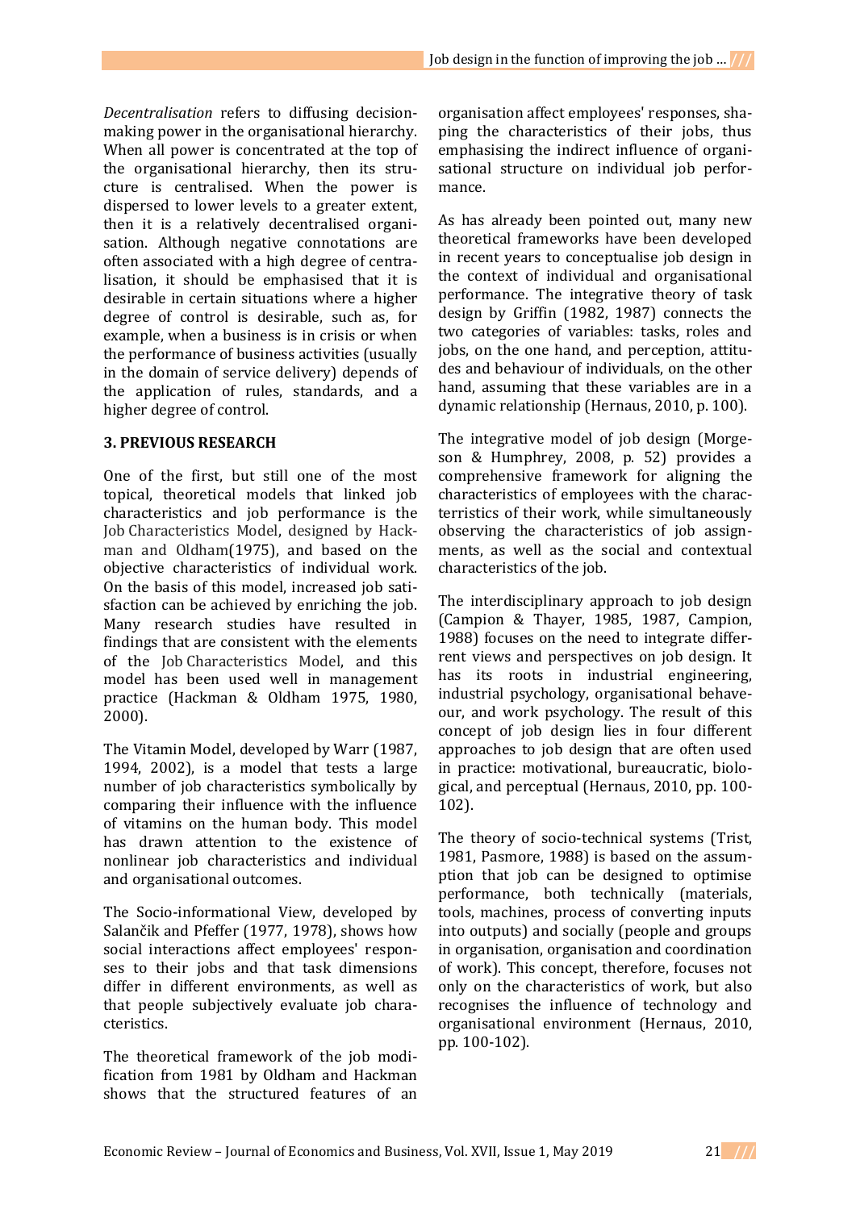*Decentralisation* refers to diffusing decision-making power in the organisational hierarchy. When all power is concentrated at the top of the organisational hierarchy, then its structure is centralised. When the power is dispersed to lower levels to a greater extent, then it is a relatively decentralised organisation. Although negative connotations are often associated with a high degree of centralisation, it should be emphasised that it is desirable in certain situations where a higher degree of control is desirable, such as, for example, when a business is in crisis or when the performance of business activities (usually in the domain of service delivery) depends of the application of rules, standards, and a higher degree of control.

## 3. PREVIOUS RESEARCH

One of the first, but still one of the most topical, theoretical models that linked job characteristics and job performance is the Job Characteristics Model, designed by Hackman and Oldham(1975), and based on the objective characteristics of individual work. On the basis of this model, increased job satisfaction can be achieved by enriching the job. Many research studies have resulted in findings that are consistent with the elements of the Job Characteristics Model, and this model has been used well in management practice (Hackman & Oldham 1975, 1980, 2000).

The Vitamin Model, developed by Warr (1987, 1994, 2002), is a model that tests a large number of job characteristics symbolically by comparing their influence with the influence of vitamins on the human body. This model has drawn attention to the existence of nonlinear job characteristics and individual and organisational outcomes.

The Socio-informational View, developed by Salančik and Pfeffer (1977, 1978), shows how social interactions affect employees' responses to their jobs and that task dimensions differ in different environments, as well as that people subjectively evaluate job characteristics.

The theoretical framework of the job modification from 1981 by Oldham and Hackman shows that the structured features of an organisation affect employees' responses, shaping the characteristics of their jobs, thus emphasising the indirect influence of organisational structure on individual job performance.

As has already been pointed out, many new theoretical frameworks have been developed in recent years to conceptualise job design in the context of individual and organisational performance. The integrative theory of task design by Griffin (1982, 1987) connects the two categories of variables: tasks, roles and jobs, on the one hand, and perception, attitudes and behaviour of individuals, on the other hand, assuming that these variables are in a dynamic relationship (Hernaus, 2010, p. 100).

The integrative model of job design (Morgeson & Humphrey, 2008, p. 52) provides a comprehensive framework for aligning the characteristics of employees with the characteristics of their work, while simultaneously observing the characteristics of job assignments, as well as the social and contextual characteristics of the job.

The interdisciplinary approach to job design (Campion & Thayer, 1985, 1987, Campion, 1988) focuses on the need to integrate different views and perspectives on job design. It has its roots in industrial engineering, industrial psychology, organisational behaveour, and work psychology. The result of this concept of job design lies in four different approaches to job design that are often used in practice: motivational, bureaucratic, biological, and perceptual (Hernaus, 2010, pp. 100-102).

The theory of socio-technical systems (Trist, 1981, Pasmore, 1988) is based on the assumption that job can be designed to optimise performance, both technically (materials, tools, machines, process of converting inputs into outputs) and socially (people and groups in organisation, organisation and coordination of work). This concept, therefore, focuses not only on the characteristics of work, but also recognises the influence of technology and organisational environment (Hernaus, 2010, pp. 100-102).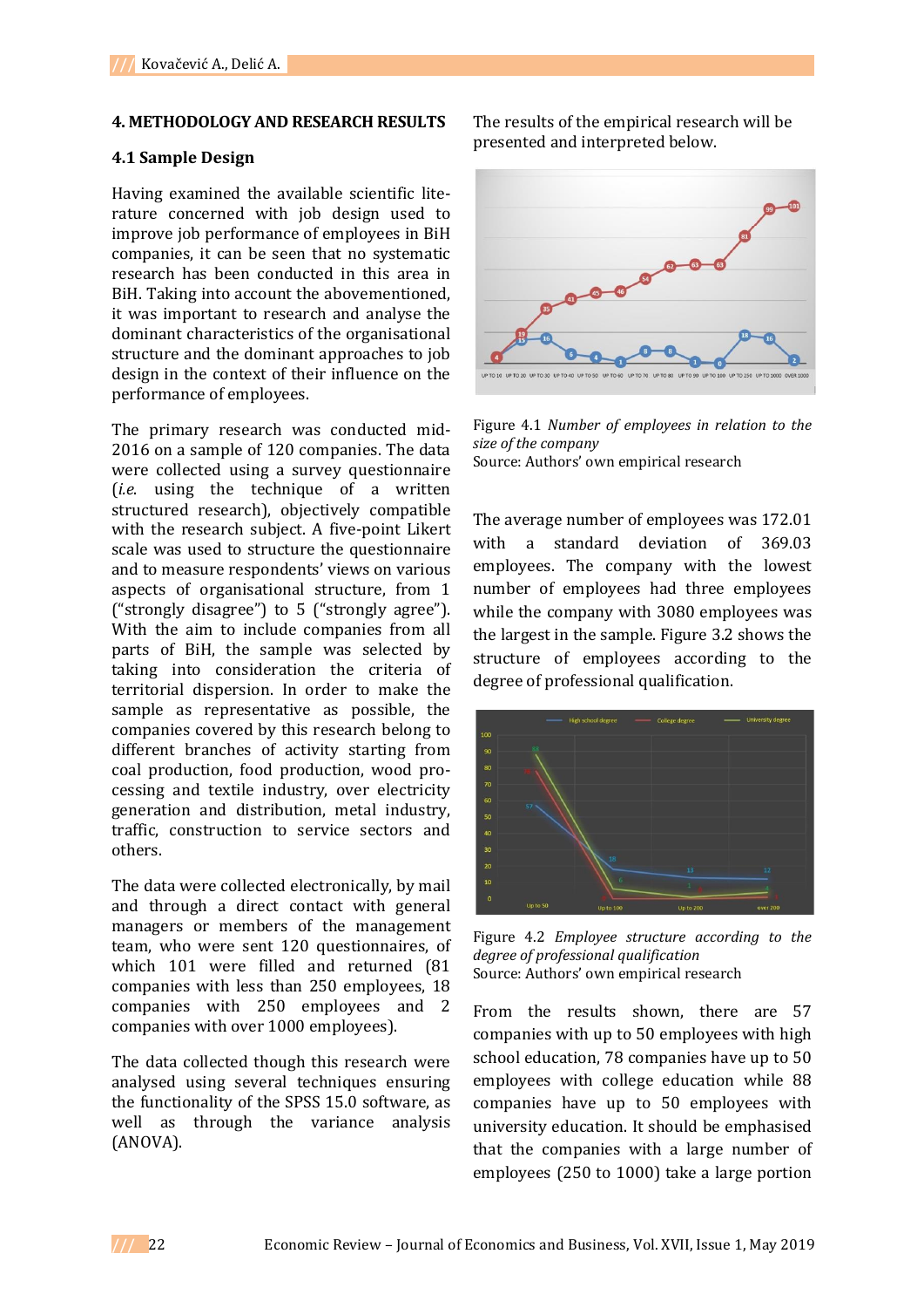## 4. METHODOLOGY AND RESEARCH RESULTS

### 4.1 Sample Design

Having examined the available scientific literature concerned with job design used to improve job performance of employees in BiH companies, it can be seen that no systematic research has been conducted in this area in BiH. Taking into account the abovementioned, it was important to research and analyse the dominant characteristics of the organisational structure and the dominant approaches to job design in the context of their influence on the performance of employees.

The primary research was conducted mid-2016 on a sample of 120 companies. The data were collected using a survey questionnaire (*i.e.* using the technique of a written structured research), objectively compatible with the research subject. A five-point Likert scale was used to structure the questionnaire and to measure respondents' views on various aspects of organisational structure, from 1 ("strongly disagree") to 5 ("strongly agree"). With the aim to include companies from all parts of BiH, the sample was selected by taking into consideration the criteria of territorial dispersion. In order to make the sample as representative as possible, the companies covered by this research belong to different branches of activity starting from coal production, food production, wood processing and textile industry, over electricity generation and distribution, metal industry, traffic, construction to service sectors and others.

The data were collected electronically, by mail and through a direct contact with general managers or members of the management team, who were sent 120 questionnaires, of which 101 were filled and returned (81 companies with less than 250 employees, 18 companies with 250 employees and 2 companies with over 1000 employees).

The data collected though this research were analysed using several techniques ensuring the functionality of the SPSS 15.0 software, as well as through the variance analysis (ANOVA).

The results of the empirical research will be presented and interpreted below.

Figure 4.1 *Number of employees in relation to the size of the company*
Source: Authors' own empirical research

The average number of employees was 172.01 with a standard deviation of 369.03 employees. The company with the lowest number of employees had three employees while the company with 3080 employees was the largest in the sample. Figure 3.2 shows the structure of employees according to the degree of professional qualification.

Figure 4.2 *Employee structure according to the degree of professional qualification*
Source: Authors' own empirical research

From the results shown, there are 57 companies with up to 50 employees with high school education, 78 companies have up to 50 employees with college education while 88 companies have up to 50 employees with university education. It should be emphasised that the companies with a large number of employees (250 to 1000) take a large portion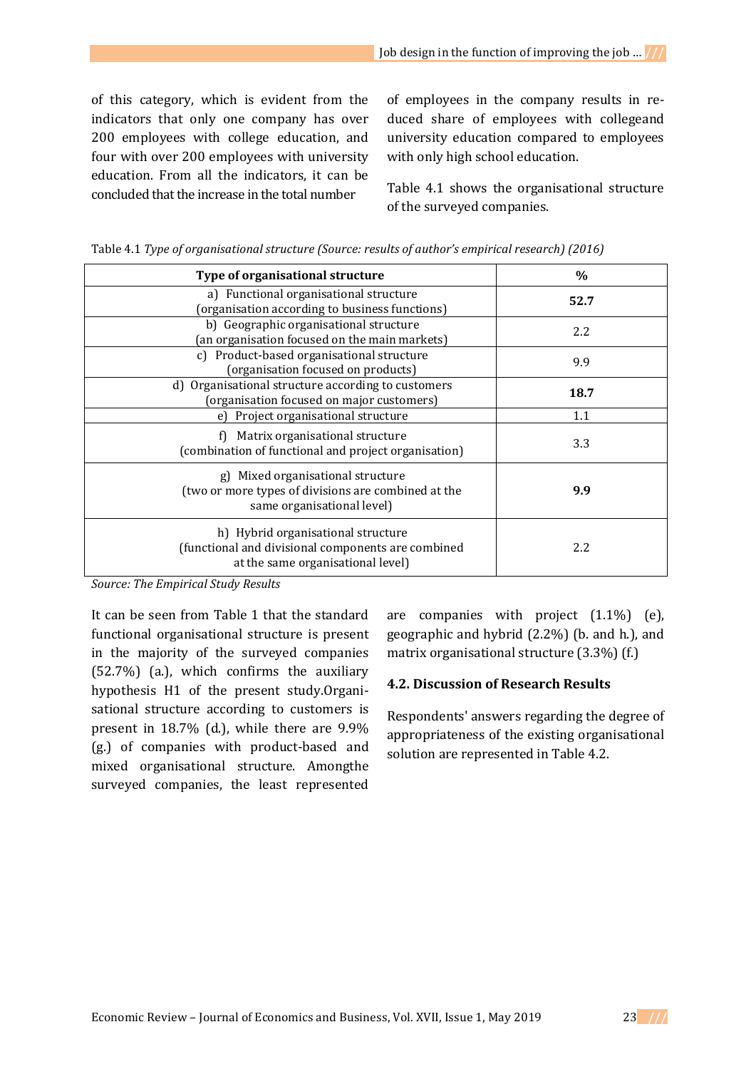of this category, which is evident from the indicators that only one company has over 200 employees with college education, and four with over 200 employees with university education. From all the indicators, it can be concluded that the increase in the total number of employees in the company results in reduced share of employees with collegeand university education compared to employees with only high school education.

Table 4.1 shows the organisational structure of the surveyed companies.

Table 4.1 *Type of organisational structure (Source: results of author's empirical research) (2016)*

| Type of organisational structure | % |
|---|---|
| a) Functional organisational structure (organisation according to business functions) | **52.7** |
| b) Geographic organisational structure (an organisation focused on the main markets) | 2.2 |
| c) Product-based organisational structure (organisation focused on products) | 9.9 |
| d) Organisational structure according to customers (organisation focused on major customers) | **18.7** |
| e) Project organisational structure | 1.1 |
| f) Matrix organisational structure (combination of functional and project organisation) | 3.3 |
| g) Mixed organisational structure (two or more types of divisions are combined at the same organisational level) | **9.9** |
| h) Hybrid organisational structure (functional and divisional components are combined at the same organisational level) | 2.2 |

*Source: The Empirical Study Results*

It can be seen from Table 1 that the standard functional organisational structure is present in the majority of the surveyed companies (52.7%) (a.), which confirms the auxiliary hypothesis H1 of the present study.Organisational structure according to customers is present in 18.7% (d.), while there are 9.9% (g.) of companies with product-based and mixed organisational structure. Amongthe surveyed companies, the least represented are companies with project (1.1%) (e), geographic and hybrid (2.2%) (b. and h.), and matrix organisational structure (3.3%) (f.)

### 4.2. Discussion of Research Results

Respondents' answers regarding the degree of appropriateness of the existing organisational solution are represented in Table 4.2.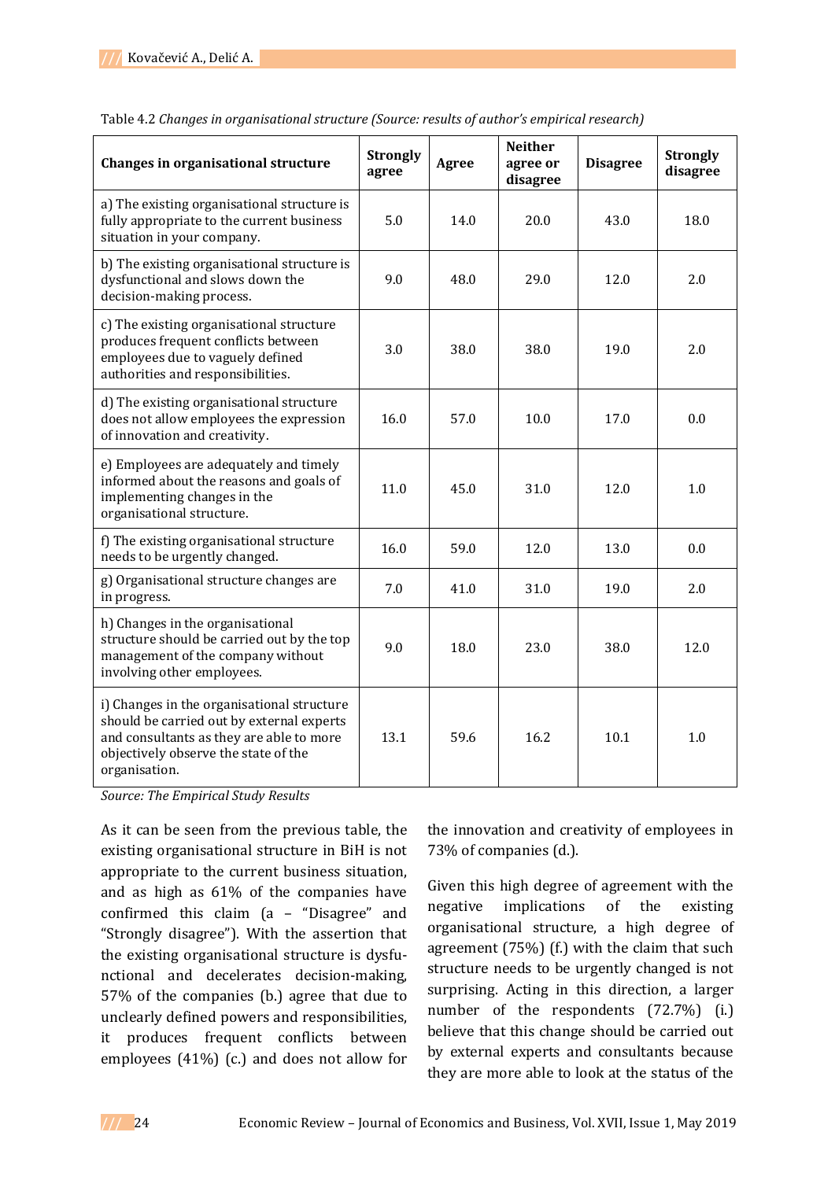Table 4.2 *Changes in organisational structure (Source: results of author's empirical research)*

| Changes in organisational structure | Strongly agree | Agree | Neither agree or disagree | Disagree | Strongly disagree |
|---|---|---|---|---|---|
| a) The existing organisational structure is fully appropriate to the current business situation in your company. | 5.0 | 14.0 | 20.0 | 43.0 | 18.0 |
| b) The existing organisational structure is dysfunctional and slows down the decision-making process. | 9.0 | 48.0 | 29.0 | 12.0 | 2.0 |
| c) The existing organisational structure produces frequent conflicts between employees due to vaguely defined authorities and responsibilities. | 3.0 | 38.0 | 38.0 | 19.0 | 2.0 |
| d) The existing organisational structure does not allow employees the expression of innovation and creativity. | 16.0 | 57.0 | 10.0 | 17.0 | 0.0 |
| e) Employees are adequately and timely informed about the reasons and goals of implementing changes in the organisational structure. | 11.0 | 45.0 | 31.0 | 12.0 | 1.0 |
| f) The existing organisational structure needs to be urgently changed. | 16.0 | 59.0 | 12.0 | 13.0 | 0.0 |
| g) Organisational structure changes are in progress. | 7.0 | 41.0 | 31.0 | 19.0 | 2.0 |
| h) Changes in the organisational structure should be carried out by the top management of the company without involving other employees. | 9.0 | 18.0 | 23.0 | 38.0 | 12.0 |
| i) Changes in the organisational structure should be carried out by external experts and consultants as they are able to more objectively observe the state of the organisation. | 13.1 | 59.6 | 16.2 | 10.1 | 1.0 |

*Source: The Empirical Study Results*

As it can be seen from the previous table, the existing organisational structure in BiH is not appropriate to the current business situation, and as high as 61% of the companies have confirmed this claim (a – "Disagree" and "Strongly disagree"). With the assertion that the existing organisational structure is dysfu-nctional and decelerates decision-making, 57% of the companies (b.) agree that due to unclearly defined powers and responsibilities, it produces frequent conflicts between employees (41%) (c.) and does not allow for the innovation and creativity of employees in 73% of companies (d.).

Given this high degree of agreement with the negative implications of the existing organisational structure, a high degree of agreement (75%) (f.) with the claim that such structure needs to be urgently changed is not surprising. Acting in this direction, a larger number of the respondents (72.7%) (i.) believe that this change should be carried out by external experts and consultants because they are more able to look at the status of the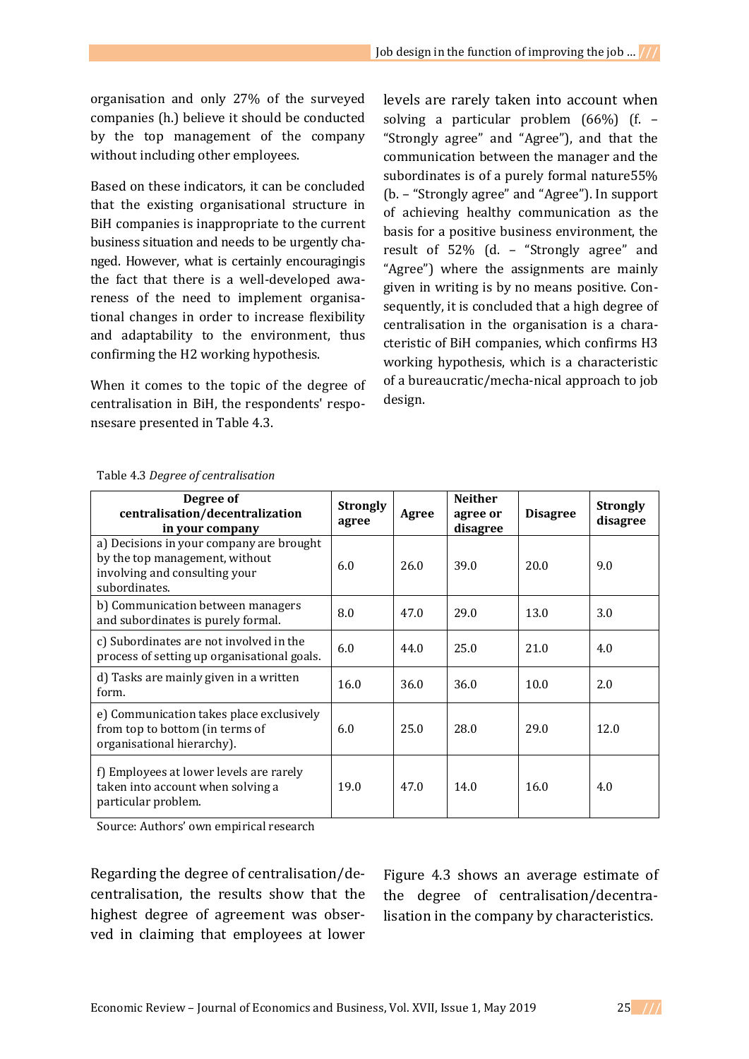organisation and only 27% of the surveyed companies (h.) believe it should be conducted by the top management of the company without including other employees.

Based on these indicators, it can be concluded that the existing organisational structure in BiH companies is inappropriate to the current business situation and needs to be urgently changed. However, what is certainly encouragingis the fact that there is a well-developed awareness of the need to implement organisational changes in order to increase flexibility and adaptability to the environment, thus confirming the H2 working hypothesis.

When it comes to the topic of the degree of centralisation in BiH, the respondents' responsesare presented in Table 4.3.

levels are rarely taken into account when solving a particular problem (66%) (f. – "Strongly agree" and "Agree"), and that the communication between the manager and the subordinates is of a purely formal nature55% (b. – "Strongly agree" and "Agree"). In support of achieving healthy communication as the basis for a positive business environment, the result of 52% (d. – "Strongly agree" and "Agree") where the assignments are mainly given in writing is by no means positive. Consequently, it is concluded that a high degree of centralisation in the organisation is a characteristic of BiH companies, which confirms H3 working hypothesis, which is a characteristic of a bureaucratic/mecha-nical approach to job design.

Table 4.3 *Degree of centralisation*

| Degree of centralisation/decentralization in your company | Strongly agree | Agree | Neither agree or disagree | Disagree | Strongly disagree |
|---|---|---|---|---|---|
| a) Decisions in your company are brought by the top management, without involving and consulting your subordinates. | 6.0 | 26.0 | 39.0 | 20.0 | 9.0 |
| b) Communication between managers and subordinates is purely formal. | 8.0 | 47.0 | 29.0 | 13.0 | 3.0 |
| c) Subordinates are not involved in the process of setting up organisational goals. | 6.0 | 44.0 | 25.0 | 21.0 | 4.0 |
| d) Tasks are mainly given in a written form. | 16.0 | 36.0 | 36.0 | 10.0 | 2.0 |
| e) Communication takes place exclusively from top to bottom (in terms of organisational hierarchy). | 6.0 | 25.0 | 28.0 | 29.0 | 12.0 |
| f) Employees at lower levels are rarely taken into account when solving a particular problem. | 19.0 | 47.0 | 14.0 | 16.0 | 4.0 |

Source: Authors' own empirical research

Regarding the degree of centralisation/decentralisation, the results show that the highest degree of agreement was observed in claiming that employees at lower

Figure 4.3 shows an average estimate of the degree of centralisation/decentralisation in the company by characteristics.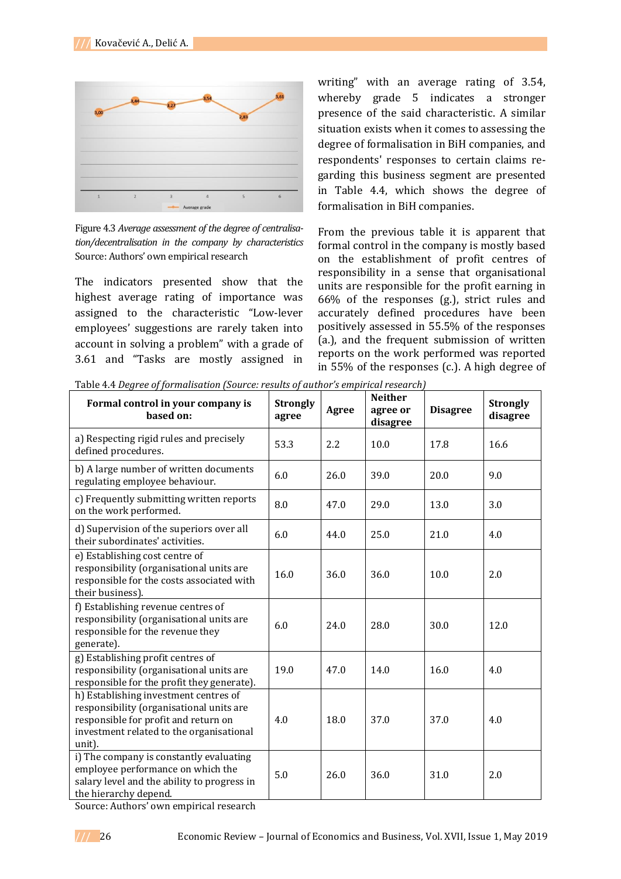Figure 4.3 *Average assessment of the degree of centralisation/decentralisation in the company by characteristics*
Source: Authors' own empirical research

The indicators presented show that the highest average rating of importance was assigned to the characteristic "Low-lever employees' suggestions are rarely taken into account in solving a problem" with a grade of 3.61 and "Tasks are mostly assigned in writing" with an average rating of 3.54, whereby grade 5 indicates a stronger presence of the said characteristic. A similar situation exists when it comes to assessing the degree of formalisation in BiH companies, and respondents' responses to certain claims regarding this business segment are presented in Table 4.4, which shows the degree of formalisation in BiH companies.

From the previous table it is apparent that formal control in the company is mostly based on the establishment of profit centres of responsibility in a sense that organisational units are responsible for the profit earning in 66% of the responses (g.), strict rules and accurately defined procedures have been positively assessed in 55.5% of the responses (a.), and the frequent submission of written reports on the work performed was reported in 55% of the responses (c.). A high degree of

Table 4.4 *Degree of formalisation (Source: results of author's empirical research)*

| Formal control in your company is based on: | Strongly agree | Agree | Neither agree or disagree | Disagree | Strongly disagree |
|---|---|---|---|---|---|
| a) Respecting rigid rules and precisely defined procedures. | 53.3 | 2.2 | 10.0 | 17.8 | 16.6 |
| b) A large number of written documents regulating employee behaviour. | 6.0 | 26.0 | 39.0 | 20.0 | 9.0 |
| c) Frequently submitting written reports on the work performed. | 8.0 | 47.0 | 29.0 | 13.0 | 3.0 |
| d) Supervision of the superiors over all their subordinates' activities. | 6.0 | 44.0 | 25.0 | 21.0 | 4.0 |
| e) Establishing cost centre of responsibility (organisational units are responsible for the costs associated with their business). | 16.0 | 36.0 | 36.0 | 10.0 | 2.0 |
| f) Establishing revenue centres of responsibility (organisational units are responsible for the revenue they generate). | 6.0 | 24.0 | 28.0 | 30.0 | 12.0 |
| g) Establishing profit centres of responsibility (organisational units are responsible for the profit they generate). | 19.0 | 47.0 | 14.0 | 16.0 | 4.0 |
| h) Establishing investment centres of responsibility (organisational units are responsible for profit and return on investment related to the organisational unit). | 4.0 | 18.0 | 37.0 | 37.0 | 4.0 |
| i) The company is constantly evaluating employee performance on which the salary level and the ability to progress in the hierarchy depend. | 5.0 | 26.0 | 36.0 | 31.0 | 2.0 |

Source: Authors' own empirical research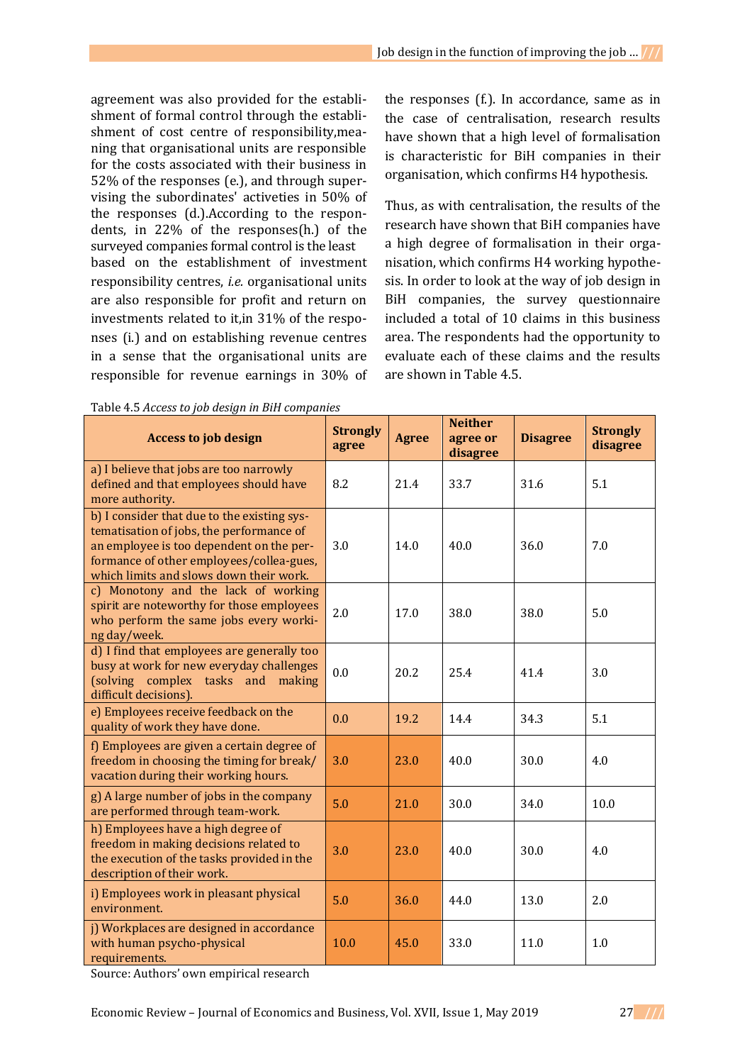agreement was also provided for the establishment of formal control through the establishment of cost centre of responsibility,meaning that organisational units are responsible for the costs associated with their business in 52% of the responses (e.), and through supervising the subordinates' activeties in 50% of the responses (d.).According to the respondents, in 22% of the responses(h.) of the surveyed companies formal control is the least based on the establishment of investment responsibility centres, *i.e.* organisational units are also responsible for profit and return on investments related to it,in 31% of the responses (i.) and on establishing revenue centres in a sense that the organisational units are responsible for revenue earnings in 30% of the responses (f.). In accordance, same as in the case of centralisation, research results have shown that a high level of formalisation is characteristic for BiH companies in their organisation, which confirms H4 hypothesis.

Thus, as with centralisation, the results of the research have shown that BiH companies have a high degree of formalisation in their organisation, which confirms H4 working hypothesis. In order to look at the way of job design in BiH companies, the survey questionnaire included a total of 10 claims in this business area. The respondents had the opportunity to evaluate each of these claims and the results are shown in Table 4.5.

Table 4.5 *Access to job design in BiH companies*

| Access to job design | Strongly agree | Agree | Neither agree or disagree | Disagree | Strongly disagree |
|---|---|---|---|---|---|
| a) I believe that jobs are too narrowly defined and that employees should have more authority. | 8.2 | 21.4 | 33.7 | 31.6 | 5.1 |
| b) I consider that due to the existing systematisation of jobs, the performance of an employee is too dependent on the performance of other employees/colleagues, which limits and slows down their work. | 3.0 | 14.0 | 40.0 | 36.0 | 7.0 |
| c) Monotony and the lack of working spirit are noteworthy for those employees who perform the same jobs every working day/week. | 2.0 | 17.0 | 38.0 | 38.0 | 5.0 |
| d) I find that employees are generally too busy at work for new everyday challenges (solving complex tasks and making difficult decisions). | 0.0 | 20.2 | 25.4 | 41.4 | 3.0 |
| e) Employees receive feedback on the quality of work they have done. | 0.0 | 19.2 | 14.4 | 34.3 | 5.1 |
| f) Employees are given a certain degree of freedom in choosing the timing for break/vacation during their working hours. | 3.0 | 23.0 | 40.0 | 30.0 | 4.0 |
| g) A large number of jobs in the company are performed through team-work. | 5.0 | 21.0 | 30.0 | 34.0 | 10.0 |
| h) Employees have a high degree of freedom in making decisions related to the execution of the tasks provided in the description of their work. | 3.0 | 23.0 | 40.0 | 30.0 | 4.0 |
| i) Employees work in pleasant physical environment. | 5.0 | 36.0 | 44.0 | 13.0 | 2.0 |
| j) Workplaces are designed in accordance with human psycho-physical requirements. | 10.0 | 45.0 | 33.0 | 11.0 | 1.0 |

Source: Authors' own empirical research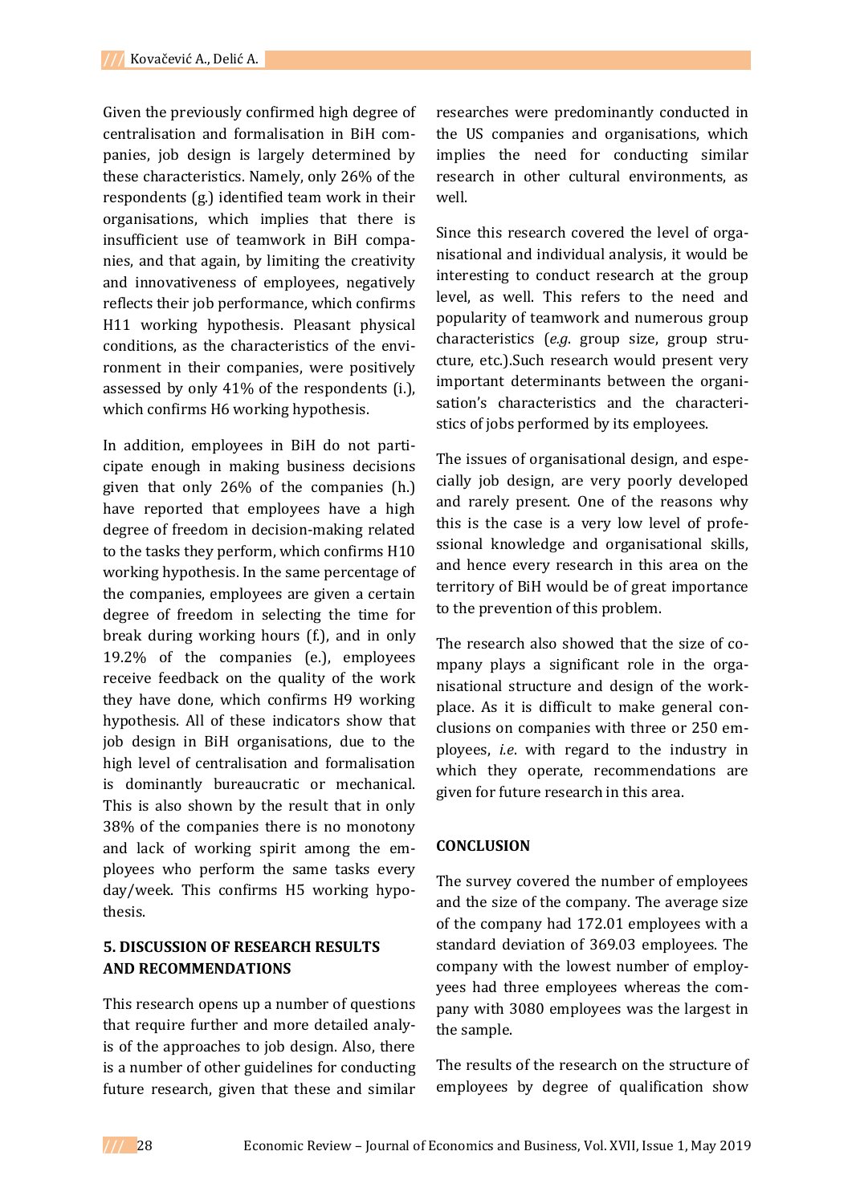Given the previously confirmed high degree of centralisation and formalisation in BiH companies, job design is largely determined by these characteristics. Namely, only 26% of the respondents (g.) identified team work in their organisations, which implies that there is insufficient use of teamwork in BiH companies, and that again, by limiting the creativity and innovativeness of employees, negatively reflects their job performance, which confirms H11 working hypothesis. Pleasant physical conditions, as the characteristics of the environment in their companies, were positively assessed by only 41% of the respondents (i.), which confirms H6 working hypothesis.

In addition, employees in BiH do not participate enough in making business decisions given that only 26% of the companies (h.) have reported that employees have a high degree of freedom in decision-making related to the tasks they perform, which confirms H10 working hypothesis. In the same percentage of the companies, employees are given a certain degree of freedom in selecting the time for break during working hours (f.), and in only 19.2% of the companies (e.), employees receive feedback on the quality of the work they have done, which confirms H9 working hypothesis. All of these indicators show that job design in BiH organisations, due to the high level of centralisation and formalisation is dominantly bureaucratic or mechanical. This is also shown by the result that in only 38% of the companies there is no monotony and lack of working spirit among the employees who perform the same tasks every day/week. This confirms H5 working hypothesis.

## 5. DISCUSSION OF RESEARCH RESULTS AND RECOMMENDATIONS

This research opens up a number of questions that require further and more detailed analysis of the approaches to job design. Also, there is a number of other guidelines for conducting future research, given that these and similar researches were predominantly conducted in the US companies and organisations, which implies the need for conducting similar research in other cultural environments, as well.

Since this research covered the level of organisational and individual analysis, it would be interesting to conduct research at the group level, as well. This refers to the need and popularity of teamwork and numerous group characteristics (*e.g*. group size, group structure, etc.).Such research would present very important determinants between the organisation's characteristics and the characteristics of jobs performed by its employees.

The issues of organisational design, and especially job design, are very poorly developed and rarely present. One of the reasons why this is the case is a very low level of professional knowledge and organisational skills, and hence every research in this area on the territory of BiH would be of great importance to the prevention of this problem.

The research also showed that the size of company plays a significant role in the organisational structure and design of the workplace. As it is difficult to make general conclusions on companies with three or 250 employees, *i.e*. with regard to the industry in which they operate, recommendations are given for future research in this area.

## CONCLUSION

The survey covered the number of employees and the size of the company. The average size of the company had 172.01 employees with a standard deviation of 369.03 employees. The company with the lowest number of employees had three employees whereas the company with 3080 employees was the largest in the sample.

The results of the research on the structure of employees by degree of qualification show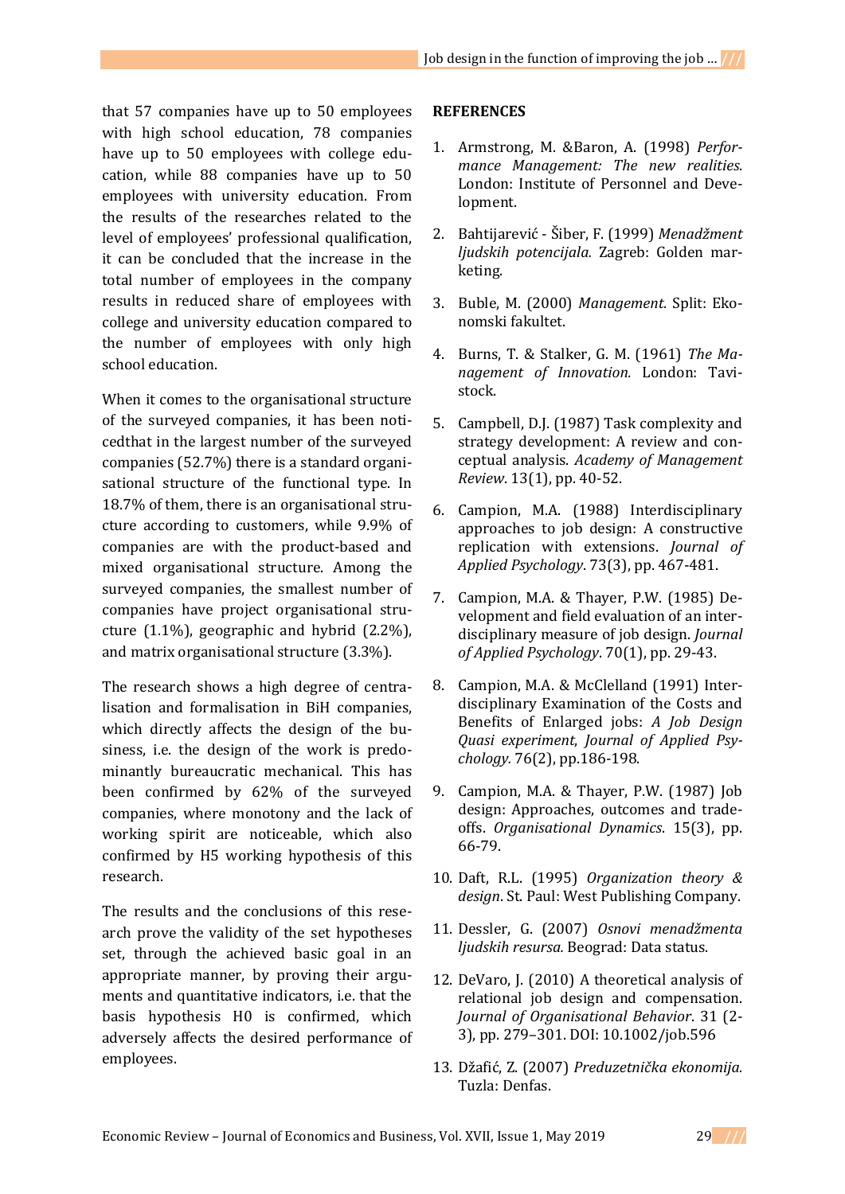that 57 companies have up to 50 employees with high school education, 78 companies have up to 50 employees with college education, while 88 companies have up to 50 employees with university education. From the results of the researches related to the level of employees' professional qualification, it can be concluded that the increase in the total number of employees in the company results in reduced share of employees with college and university education compared to the number of employees with only high school education.

When it comes to the organisational structure of the surveyed companies, it has been noticedthat in the largest number of the surveyed companies (52.7%) there is a standard organisational structure of the functional type. In 18.7% of them, there is an organisational structure according to customers, while 9.9% of companies are with the product-based and mixed organisational structure. Among the surveyed companies, the smallest number of companies have project organisational structure (1.1%), geographic and hybrid (2.2%), and matrix organisational structure (3.3%).

The research shows a high degree of centralisation and formalisation in BiH companies, which directly affects the design of the business, i.e. the design of the work is predominantly bureaucratic mechanical. This has been confirmed by 62% of the surveyed companies, where monotony and the lack of working spirit are noticeable, which also confirmed by H5 working hypothesis of this research.

The results and the conclusions of this research prove the validity of the set hypotheses set, through the achieved basic goal in an appropriate manner, by proving their arguments and quantitative indicators, i.e. that the basis hypothesis H0 is confirmed, which adversely affects the desired performance of employees.

**REFERENCES**

1. Armstrong, M. &Baron, A. (1998) *Performance Management: The new realities.* London: Institute of Personnel and Development.
2. Bahtijarević - Šiber, F. (1999) *Menadžment ljudskih potencijala.* Zagreb: Golden marketing.
3. Buble, M. (2000) *Management.* Split: Ekonomski fakultet.
4. Burns, T. & Stalker, G. M. (1961) *The Management of Innovation.* London: Tavistock.
5. Campbell, D.J. (1987) Task complexity and strategy development: A review and conceptual analysis. *Academy of Management Review*. 13(1), pp. 40-52.
6. Campion, M.A. (1988) Interdisciplinary approaches to job design: A constructive replication with extensions. *Journal of Applied Psychology*. 73(3), pp. 467-481.
7. Campion, M.A. & Thayer, P.W. (1985) Development and field evaluation of an interdisciplinary measure of job design. *Journal of Applied Psychology*. 70(1), pp. 29-43.
8. Campion, M.A. & McClelland (1991) Interdisciplinary Examination of the Costs and Benefits of Enlarged jobs: *A Job Design Quasi experiment*, *Journal of Applied Psychology.* 76(2), pp.186-198.
9. Campion, M.A. & Thayer, P.W. (1987) Job design: Approaches, outcomes and tradeoffs. *Organisational Dynamics*. 15(3), pp. 66-79.
10. Daft, R.L. (1995) *Organization theory & design*. St. Paul: West Publishing Company.
11. Dessler, G. (2007) *Osnovi menadžmenta ljudskih resursa.* Beograd: Data status.
12. DeVaro, J. (2010) A theoretical analysis of relational job design and compensation. *Journal of Organisational Behavior*. 31 (2-3), pp. 279–301. DOI: 10.1002/job.596
13. Džafić, Z. (2007) *Preduzetnička ekonomija.* Tuzla: Denfas.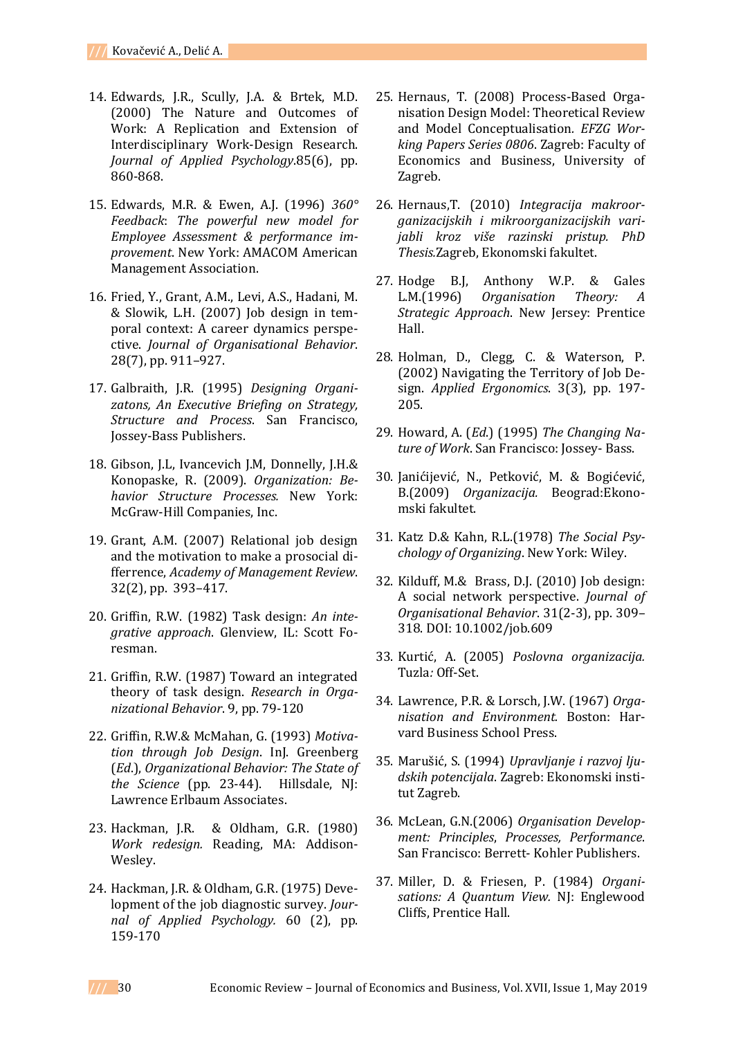14. Edwards, J.R., Scully, J.A. & Brtek, M.D. (2000) The Nature and Outcomes of Work: A Replication and Extension of Interdisciplinary Work-Design Research. *Journal of Applied Psychology*.85(6), pp. 860-868.

15. Edwards, M.R. & Ewen, A.J. (1996) *360° Feedback*: *The powerful new model for Employee Assessment & performance improvement*. New York: AMACOM American Management Association.

16. Fried, Y., Grant, A.M., Levi, A.S., Hadani, M. & Slowik, L.H. (2007) Job design in temporal context: A career dynamics perspective. *Journal of Organisational Behavior*. 28(7), pp. 911–927.

17. Galbraith, J.R. (1995) *Designing Organizatons, An Executive Briefing on Strategy, Structure and Process*. San Francisco, Jossey-Bass Publishers.

18. Gibson, J.L, Ivancevich J.M, Donnelly, J.H.& Konopaske, R. (2009). *Organization: Behavior Structure Processes.* New York: McGraw-Hill Companies, Inc.

19. Grant, A.M. (2007) Relational job design and the motivation to make a prosocial differrence, *Academy of Management Review*. 32(2), pp. 393–417.

20. Griffin, R.W. (1982) Task design: *An integrative approach*. Glenview, IL: Scott Foresman.

21. Griffin, R.W. (1987) Toward an integrated theory of task design. *Research in Organizational Behavior*. 9, pp. 79-120

22. Griffin, R.W.& McMahan, G. (1993) *Motivation through Job Design*. InJ. Greenberg (*Ed*.), *Organizational Behavior: The State of the Science* (pp. 23-44). Hillsdale, NJ: Lawrence Erlbaum Associates.

23. Hackman, J.R. & Oldham, G.R. (1980) *Work redesign.* Reading, MA: Addison-Wesley.

24. Hackman, J.R. & Oldham, G.R. (1975) Development of the job diagnostic survey. *Journal of Applied Psychology.* 60 (2), pp. 159-170

25. Hernaus, T. (2008) Process-Based Organisation Design Model: Theoretical Review and Model Conceptualisation. *EFZG Working Papers Series 0806*. Zagreb: Faculty of Economics and Business, University of Zagreb.

26. Hernaus,T. (2010) *Integracija makroorganizacijskih i mikroorganizacijskih varijabli kroz više razinski pristup. PhD Thesis.*Zagreb, Ekonomski fakultet.

27. Hodge B.J, Anthony W.P. & Gales L.M.(1996) *Organisation Theory: A Strategic Approach*. New Jersey: Prentice Hall.

28. Holman, D., Clegg, C. & Waterson, P. (2002) Navigating the Territory of Job Design. *Applied Ergonomics*. 3(3), pp. 197-205.

29. Howard, A. (*Ed.*) (1995) *The Changing Nature of Work*. San Francisco: Jossey- Bass.

30. Janićijević, N., Petković, M. & Bogićević, B.(2009) *Organizacija.* Beograd:Ekonomski fakultet.

31. Katz D.& Kahn, R.L.(1978) *The Social Psychology of Organizing*. New York: Wiley.

32. Kilduff, M.& Brass, D.J. (2010) Job design: A social network perspective. *Journal of Organisational Behavior*. 31(2-3), pp. 309–318. DOI: 10.1002/job.609

33. Kurtić, A. (2005) *Poslovna organizacija.* Tuzla*:* Off-Set.

34. Lawrence, P.R. & Lorsch, J.W. (1967) *Organisation and Environment.* Boston: Harvard Business School Press.

35. Marušić, S. (1994) *Upravljanje i razvoj ljudskih potencijala*. Zagreb: Ekonomski institut Zagreb.

36. McLean, G.N.(2006) *Organisation Development: Principles, Processes, Performance*. San Francisco: Berrett- Kohler Publishers.

37. Miller, D. & Friesen, P. (1984) *Organisations: A Quantum View.* NJ: Englewood Cliffs, Prentice Hall.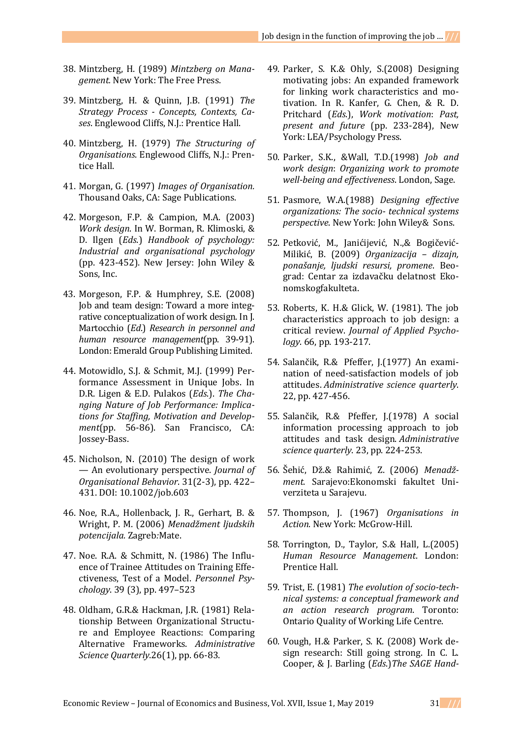38. Mintzberg, H. (1989) *Mintzberg on Management*. New York: The Free Press.

39. Mintzberg, H. & Quinn, J.B. (1991) *The Strategy Process - Concepts, Contexts, Cases*. Englewood Cliffs, N.J.: Prentice Hall.

40. Mintzberg, H. (1979) *The Structuring of Organisations*. Englewood Cliffs, N.J.: Prentice Hall.

41. Morgan, G. (1997) *Images of Organisation.* Thousand Oaks, CA: Sage Publications.

42. Morgeson, F.P. & Campion, M.A. (2003) *Work design*. In W. Borman, R. Klimoski, & D. Ilgen (*Eds.*) *Handbook of psychology: Industrial and organisational psychology* (pp. 423-452). New Jersey: John Wiley & Sons, Inc.

43. Morgeson, F.P. & Humphrey, S.E. (2008) Job and team design: Toward a more integrative conceptualization of work design. In J. Martocchio (*Ed.*) *Research in personnel and human resource management*(pp. 39-91). London: Emerald Group Publishing Limited.

44. Motowidlo, S.J. & Schmit, M.J. (1999) Performance Assessment in Unique Jobs. In D.R. Ligen & E.D. Pulakos (*Eds.*). *The Changing Nature of Job Performance: Implications for Staffing, Motivation and Development*(pp. 56-86). San Francisco, CA: Jossey-Bass.

45. Nicholson, N. (2010) The design of work — An evolutionary perspective. *Journal of Organisational Behavior.* 31(2-3), pp. 422–431. DOI: 10.1002/job.603

46. Noe, R.A., Hollenback, J. R., Gerhart, B. & Wright, P. M. (2006) *Menadžment ljudskih potencijala.* Zagreb:Mate.

47. Noe. R.A. & Schmitt, N. (1986) The Influence of Trainee Attitudes on Training Effectiveness, Test of a Model. *Personnel Psychology.* 39 (3), pp. 497–523

48. Oldham, G.R.& Hackman, J.R. (1981) Relationship Between Organizational Structure and Employee Reactions: Comparing Alternative Frameworks. *Administrative Science Quarterly.*26(1), pp. 66-83.

49. Parker, S. K.& Ohly, S.(2008) Designing motivating jobs: An expanded framework for linking work characteristics and motivation. In R. Kanfer, G. Chen, & R. D. Pritchard (*Eds.*), *Work motivation*: *Past, present and future* (pp. 233-284), New York: LEA/Psychology Press.

50. Parker, S.K., &Wall, T.D.(1998) *Job and work design*: *Organizing work to promote well-being and effectiveness*. London, Sage.

51. Pasmore, W.A.(1988) *Designing effective organizations: The socio- technical systems perspective*. New York: John Wiley& Sons.

52. Petković, M., Janićijević, N.,& Bogičević-Milikić, B. (2009) *Organizacija – dizajn, ponašanje, ljudski resursi, promene*. Beograd: Centar za izdavačku delatnost Ekonomskogfakulteta.

53. Roberts, K. H.& Glick, W. (1981). The job characteristics approach to job design: a critical review. *Journal of Applied Psychology*. 66, pp. 193-217.

54. Salančik, R.& Pfeffer, J.(1977) An examination of need-satisfaction models of job attitudes. *Administrative science quarterly*. 22, pp. 427-456.

55. Salančik, R.& Pfeffer, J.(1978) A social information processing approach to job attitudes and task design. *Administrative science quarterly*. 23, pp. 224-253.

56. Šehić, Dž.& Rahimić, Z. (2006) *Menadžment.* Sarajevo:Ekonomski fakultet Univerziteta u Sarajevu.

57. Thompson, J. (1967) *Organisations in Action*. New York: McGrow-Hill.

58. Torrington, D., Taylor, S.& Hall, L.(2005) *Human Resource Management*. London: Prentice Hall.

59. Trist, E. (1981) *The evolution of socio-technical systems: a conceptual framework and an action research program*. Toronto: Ontario Quality of Working Life Centre.

60. Vough, H.& Parker, S. K. (2008) Work design research: Still going strong. In C. L. Cooper, & J. Barling (*Eds.*)*The SAGE Hand-*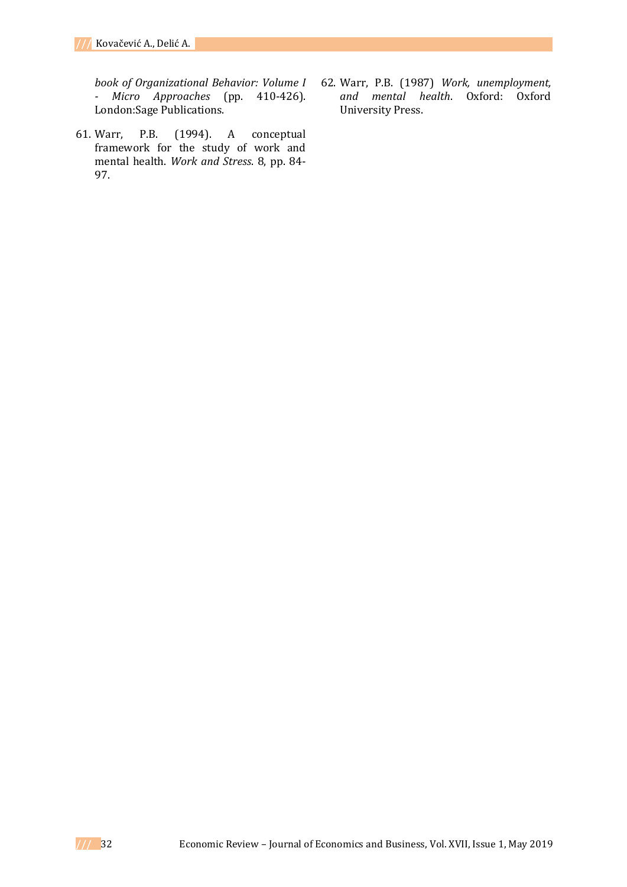*book of Organizational Behavior: Volume I - Micro Approaches* (pp. 410-426). London:Sage Publications.

61. Warr, P.B. (1994). A conceptual framework for the study of work and mental health. *Work and Stress*. 8, pp. 84-97.
62. Warr, P.B. (1987) *Work, unemployment, and mental health*. Oxford: Oxford University Press.